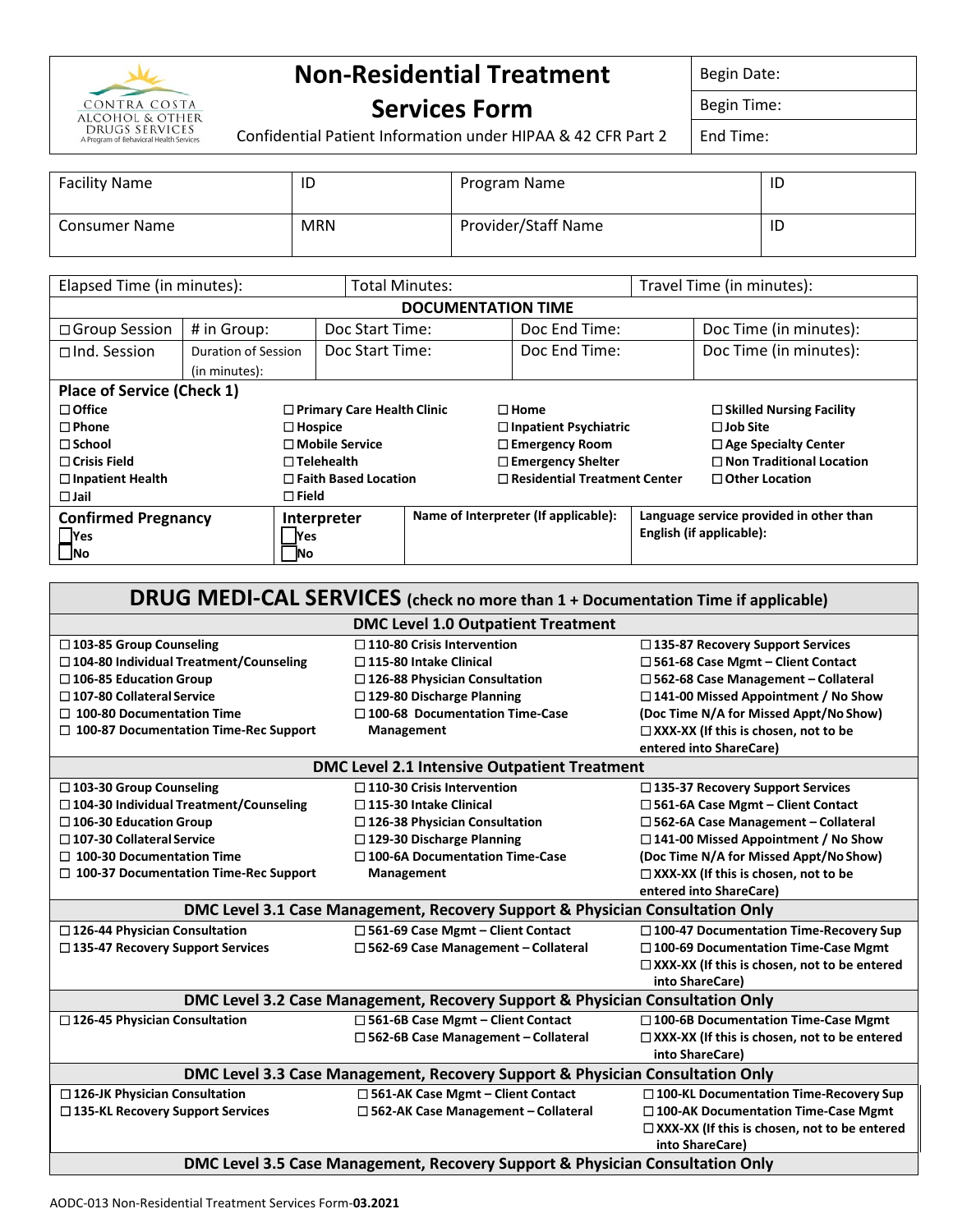# Non-Residential Treatment Services Form

CONTRA COSTA ALCOHOL & OTHER DRUGS SERVICES
A Program of Behavioral Health Services

Confidential Patient Information under HIPAA & 42 CFR Part 2

| Begin Date: |
|---|
| Begin Time: |
| End Time: |

| Facility Name | ID | Program Name | ID |
|---|---|---|---|
| Consumer Name | MRN | Provider/Staff Name | ID |

| Elapsed Time (in minutes): | | Total Minutes: | | Travel Time (in minutes): |
|---|---|---|---|---|
| **DOCUMENTATION TIME** | | | | |
| ☐ Group Session | # in Group: | Doc Start Time: | Doc End Time: | Doc Time (in minutes): |
| ☐ Ind. Session | Duration of Session (in minutes): | Doc Start Time: | Doc End Time: | Doc Time (in minutes): |

**Place of Service (Check 1)**

| | | | |
|---|---|---|---|
| ☐ **Office** | ☐ **Primary Care Health Clinic** | ☐ **Home** | ☐ **Skilled Nursing Facility** |
| ☐ **Phone** | ☐ **Hospice** | ☐ **Inpatient Psychiatric** | ☐ **Job Site** |
| ☐ **School** | ☐ **Mobile Service** | ☐ **Emergency Room** | ☐ **Age Specialty Center** |
| ☐ **Crisis Field** | ☐ **Telehealth** | ☐ **Emergency Shelter** | ☐ **Non Traditional Location** |
| ☐ **Inpatient Health** | ☐ **Faith Based Location** | ☐ **Residential Treatment Center** | ☐ **Other Location** |
| ☐ **Jail** | ☐ **Field** | | |

| Confirmed Pregnancy | Interpreter | Name of Interpreter (If applicable): | Language service provided in other than English (if applicable): |
|---|---|---|---|
| ☐ Yes<br>☐ No | ☐ Yes<br>☐ No | | |

## DRUG MEDI-CAL SERVICES (check no more than 1 + Documentation Time if applicable)

### DMC Level 1.0 Outpatient Treatment

| | | |
|---|---|---|
| ☐ **103-85 Group Counseling** | ☐ **110-80 Crisis Intervention** | ☐ **135-87 Recovery Support Services** |
| ☐ **104-80 Individual Treatment/Counseling** | ☐ **115-80 Intake Clinical** | ☐ **561-68 Case Mgmt – Client Contact** |
| ☐ **106-85 Education Group** | ☐ **126-88 Physician Consultation** | ☐ **562-68 Case Management – Collateral** |
| ☐ **107-80 Collateral Service** | ☐ **129-80 Discharge Planning** | ☐ **141-00 Missed Appointment / No Show (Doc Time N/A for Missed Appt/No Show)** |
| ☐ **100-80 Documentation Time** | ☐ **100-68 Documentation Time-Case Management** | ☐ **XXX-XX (If this is chosen, not to be entered into ShareCare)** |
| ☐ **100-87 Documentation Time-Rec Support** | | |

### DMC Level 2.1 Intensive Outpatient Treatment

| | | |
|---|---|---|
| ☐ **103-30 Group Counseling** | ☐ **110-30 Crisis Intervention** | ☐ **135-37 Recovery Support Services** |
| ☐ **104-30 Individual Treatment/Counseling** | ☐ **115-30 Intake Clinical** | ☐ **561-6A Case Mgmt – Client Contact** |
| ☐ **106-30 Education Group** | ☐ **126-38 Physician Consultation** | ☐ **562-6A Case Management – Collateral** |
| ☐ **107-30 Collateral Service** | ☐ **129-30 Discharge Planning** | ☐ **141-00 Missed Appointment / No Show (Doc Time N/A for Missed Appt/No Show)** |
| ☐ **100-30 Documentation Time** | ☐ **100-6A Documentation Time-Case Management** | ☐ **XXX-XX (If this is chosen, not to be entered into ShareCare)** |
| ☐ **100-37 Documentation Time-Rec Support** | | |

### DMC Level 3.1 Case Management, Recovery Support & Physician Consultation Only

| | | |
|---|---|---|
| ☐ **126-44 Physician Consultation** | ☐ **561-69 Case Mgmt – Client Contact** | ☐ **100-47 Documentation Time-Recovery Sup** |
| ☐ **135-47 Recovery Support Services** | ☐ **562-69 Case Management – Collateral** | ☐ **100-69 Documentation Time-Case Mgmt** |
| | | ☐ **XXX-XX (If this is chosen, not to be entered into ShareCare)** |

### DMC Level 3.2 Case Management, Recovery Support & Physician Consultation Only

| | | |
|---|---|---|
| ☐ **126-45 Physician Consultation** | ☐ **561-6B Case Mgmt – Client Contact** | ☐ **100-6B Documentation Time-Case Mgmt** |
| | ☐ **562-6B Case Management – Collateral** | ☐ **XXX-XX (If this is chosen, not to be entered into ShareCare)** |

### DMC Level 3.3 Case Management, Recovery Support & Physician Consultation Only

| | | |
|---|---|---|
| ☐ **126-JK Physician Consultation** | ☐ **561-AK Case Mgmt – Client Contact** | ☐ **100-KL Documentation Time-Recovery Sup** |
| ☐ **135-KL Recovery Support Services** | ☐ **562-AK Case Management – Collateral** | ☐ **100-AK Documentation Time-Case Mgmt** |
| | | ☐ **XXX-XX (If this is chosen, not to be entered into ShareCare)** |

### DMC Level 3.5 Case Management, Recovery Support & Physician Consultation Only

AODC-013 Non-Residential Treatment Services Form-**03.2021**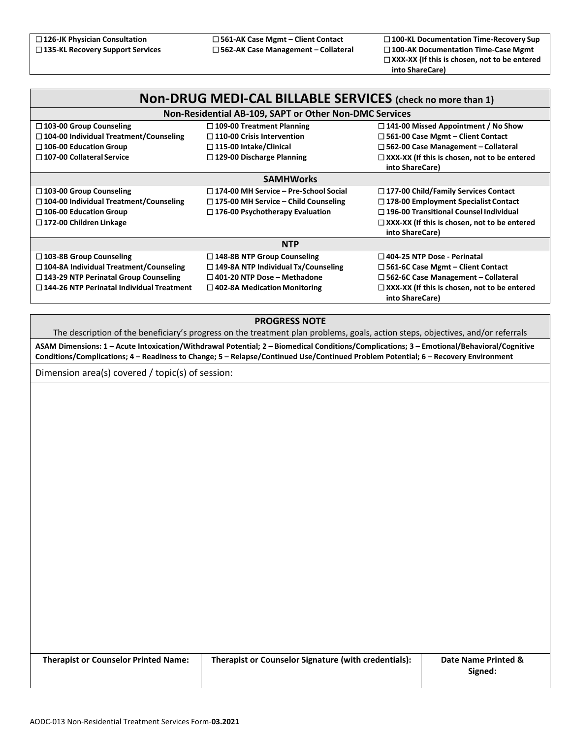| | | |
|---|---|---|
| ☐ **126-JK Physician Consultation** | ☐ **561-AK Case Mgmt – Client Contact** | ☐ **100-KL Documentation Time-Recovery Sup** |
| ☐ **135-KL Recovery Support Services** | ☐ **562-AK Case Management – Collateral** | ☐ **100-AK Documentation Time-Case Mgmt** |
| | | ☐ **XXX-XX (If this is chosen, not to be entered into ShareCare)** |

## Non-DRUG MEDI-CAL BILLABLE SERVICES (check no more than 1)

| Non-Residential AB-109, SAPT or Other Non-DMC Services | | |
|---|---|---|
| ☐ **103-00 Group Counseling** | ☐ **109-00 Treatment Planning** | ☐ **141-00 Missed Appointment / No Show** |
| ☐ **104-00 Individual Treatment/Counseling** | ☐ **110-00 Crisis Intervention** | ☐ **561-00 Case Mgmt – Client Contact** |
| ☐ **106-00 Education Group** | ☐ **115-00 Intake/Clinical** | ☐ **562-00 Case Management – Collateral** |
| ☐ **107-00 Collateral Service** | ☐ **129-00 Discharge Planning** | ☐ **XXX-XX (If this is chosen, not to be entered into ShareCare)** |
| **SAMHWorks** | | |
| ☐ **103-00 Group Counseling** | ☐ **174-00 MH Service – Pre-School Social** | ☐ **177-00 Child/Family Services Contact** |
| ☐ **104-00 Individual Treatment/Counseling** | ☐ **175-00 MH Service – Child Counseling** | ☐ **178-00 Employment Specialist Contact** |
| ☐ **106-00 Education Group** | ☐ **176-00 Psychotherapy Evaluation** | ☐ **196-00 Transitional Counsel Individual** |
| ☐ **172-00 Children Linkage** | | ☐ **XXX-XX (If this is chosen, not to be entered into ShareCare)** |
| **NTP** | | |
| ☐ **103-8B Group Counseling** | ☐ **148-8B NTP Group Counseling** | ☐ **404-25 NTP Dose - Perinatal** |
| ☐ **104-8A Individual Treatment/Counseling** | ☐ **149-8A NTP Individual Tx/Counseling** | ☐ **561-6C Case Mgmt – Client Contact** |
| ☐ **143-29 NTP Perinatal Group Counseling** | ☐ **401-20 NTP Dose – Methadone** | ☐ **562-6C Case Management – Collateral** |
| ☐ **144-26 NTP Perinatal Individual Treatment** | ☐ **402-8A Medication Monitoring** | ☐ **XXX-XX (If this is chosen, not to be entered into ShareCare)** |

## PROGRESS NOTE

The description of the beneficiary's progress on the treatment plan problems, goals, action steps, objectives, and/or referrals

**ASAM Dimensions: 1 – Acute Intoxication/Withdrawal Potential; 2 – Biomedical Conditions/Complications; 3 – Emotional/Behavioral/Cognitive Conditions/Complications; 4 – Readiness to Change; 5 – Relapse/Continued Use/Continued Problem Potential; 6 – Recovery Environment**

Dimension area(s) covered / topic(s) of session:

| Therapist or Counselor Printed Name: | Therapist or Counselor Signature (with credentials): | Date Name Printed & Signed: |
|---|---|---|
| | | |

AODC-013 Non-Residential Treatment Services Form-**03.2021**